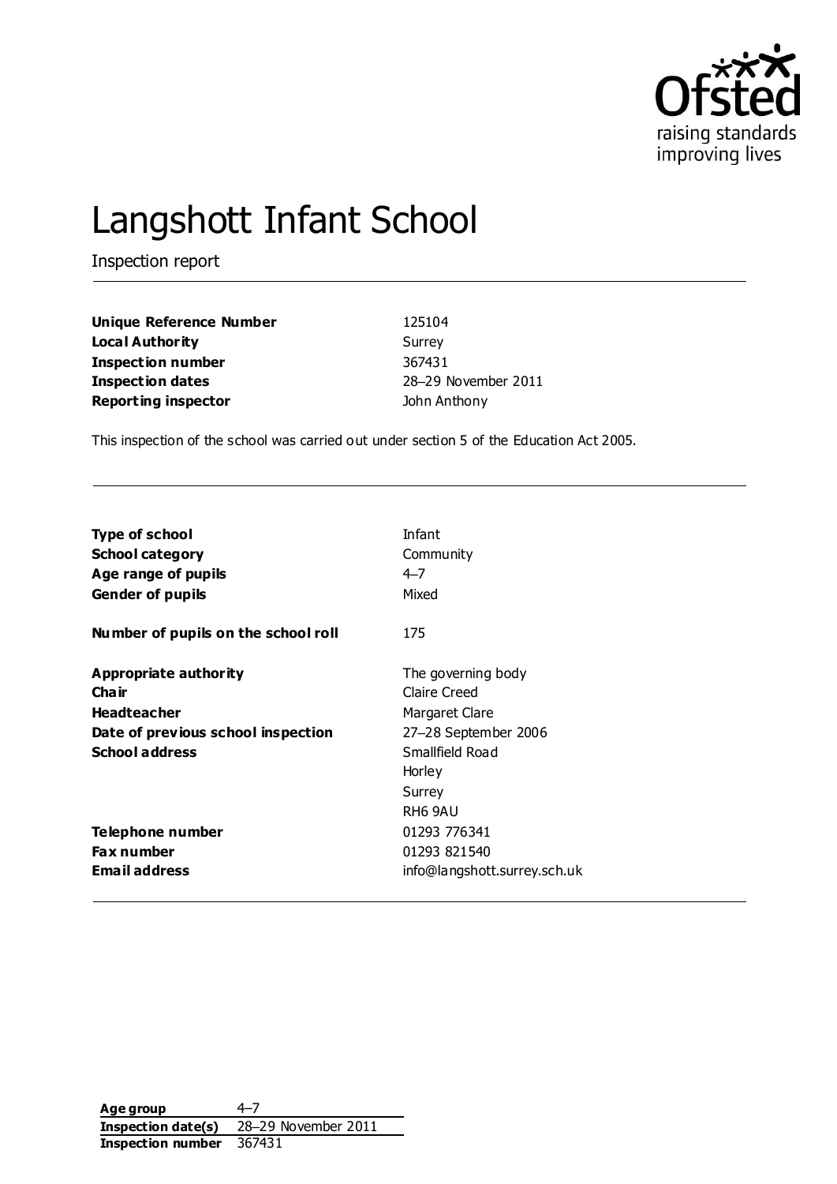Ofsted
raising standards
improving lives

# Langshott Infant School

Inspection report

| | |
|---|---|
| **Unique Reference Number** | 125104 |
| **Local Authority** | Surrey |
| **Inspection number** | 367431 |
| **Inspection dates** | 28–29 November 2011 |
| **Reporting inspector** | John Anthony |

This inspection of the school was carried out under section 5 of the Education Act 2005.

| | |
|---|---|
| **Type of school** | Infant |
| **School category** | Community |
| **Age range of pupils** | 4–7 |
| **Gender of pupils** | Mixed |
| **Number of pupils on the school roll** | 175 |
| **Appropriate authority** | The governing body |
| **Chair** | Claire Creed |
| **Headteacher** | Margaret Clare |
| **Date of previous school inspection** | 27–28 September 2006 |
| **School address** | Smallfield Road<br>Horley<br>Surrey<br>RH6 9AU |
| **Telephone number** | 01293 776341 |
| **Fax number** | 01293 821540 |
| **Email address** | info@langshott.surrey.sch.uk |

| | |
|---|---|
| **Age group** | 4–7 |
| **Inspection date(s)** | 28–29 November 2011 |
| **Inspection number** | 367431 |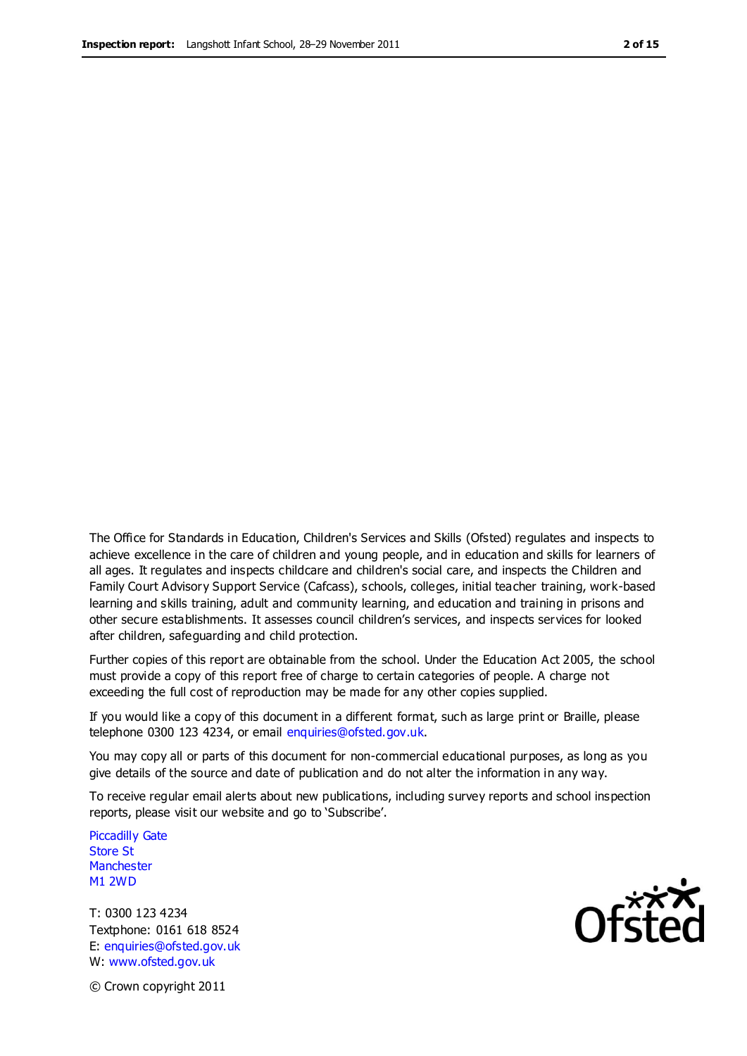The Office for Standards in Education, Children's Services and Skills (Ofsted) regulates and inspects to achieve excellence in the care of children and young people, and in education and skills for learners of all ages. It regulates and inspects childcare and children's social care, and inspects the Children and Family Court Advisory Support Service (Cafcass), schools, colleges, initial teacher training, work-based learning and skills training, adult and community learning, and education and training in prisons and other secure establishments. It assesses council children's services, and inspects services for looked after children, safeguarding and child protection.

Further copies of this report are obtainable from the school. Under the Education Act 2005, the school must provide a copy of this report free of charge to certain categories of people. A charge not exceeding the full cost of reproduction may be made for any other copies supplied.

If you would like a copy of this document in a different format, such as large print or Braille, please telephone 0300 123 4234, or email enquiries@ofsted.gov.uk.

You may copy all or parts of this document for non-commercial educational purposes, as long as you give details of the source and date of publication and do not alter the information in any way.

To receive regular email alerts about new publications, including survey reports and school inspection reports, please visit our website and go to 'Subscribe'.

Piccadilly Gate
Store St
Manchester
M1 2WD

T: 0300 123 4234
Textphone: 0161 618 8524
E: enquiries@ofsted.gov.uk
W: www.ofsted.gov.uk

© Crown copyright 2011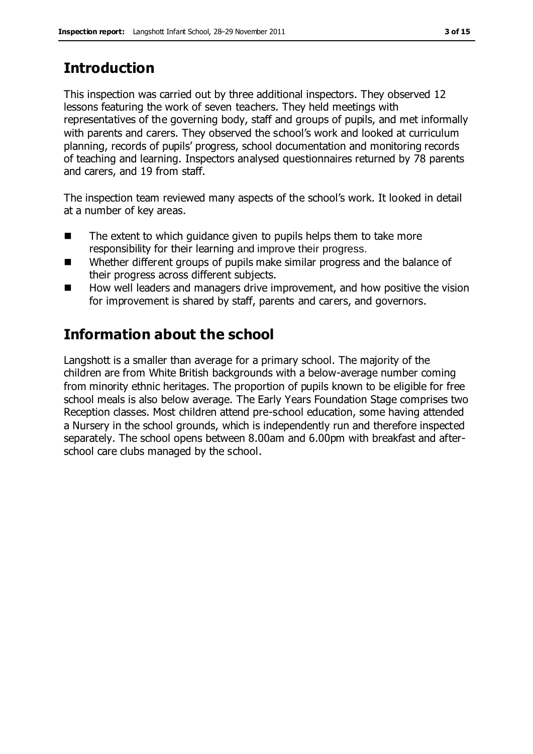## Introduction

This inspection was carried out by three additional inspectors. They observed 12 lessons featuring the work of seven teachers. They held meetings with representatives of the governing body, staff and groups of pupils, and met informally with parents and carers. They observed the school's work and looked at curriculum planning, records of pupils' progress, school documentation and monitoring records of teaching and learning. Inspectors analysed questionnaires returned by 78 parents and carers, and 19 from staff.

The inspection team reviewed many aspects of the school's work. It looked in detail at a number of key areas.

- The extent to which guidance given to pupils helps them to take more responsibility for their learning and improve their progress.
- Whether different groups of pupils make similar progress and the balance of their progress across different subjects.
- How well leaders and managers drive improvement, and how positive the vision for improvement is shared by staff, parents and carers, and governors.

## Information about the school

Langshott is a smaller than average for a primary school. The majority of the children are from White British backgrounds with a below-average number coming from minority ethnic heritages. The proportion of pupils known to be eligible for free school meals is also below average. The Early Years Foundation Stage comprises two Reception classes. Most children attend pre-school education, some having attended a Nursery in the school grounds, which is independently run and therefore inspected separately. The school opens between 8.00am and 6.00pm with breakfast and after-school care clubs managed by the school.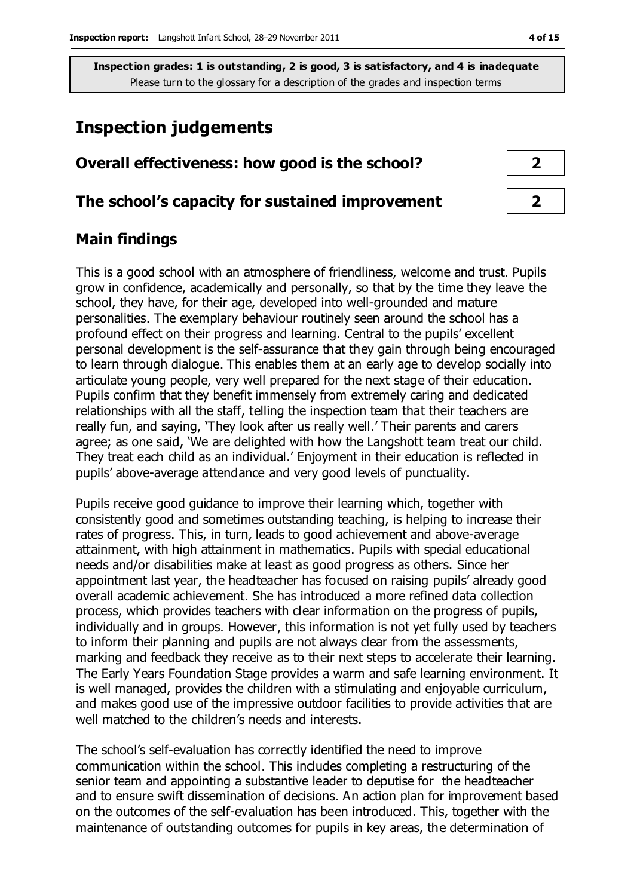**Inspection grades: 1 is outstanding, 2 is good, 3 is satisfactory, and 4 is inadequate**
Please turn to the glossary for a description of the grades and inspection terms

## Inspection judgements

| | |
|---|---|
| **Overall effectiveness: how good is the school?** | **2** |
| **The school's capacity for sustained improvement** | **2** |

### Main findings

This is a good school with an atmosphere of friendliness, welcome and trust. Pupils grow in confidence, academically and personally, so that by the time they leave the school, they have, for their age, developed into well-grounded and mature personalities. The exemplary behaviour routinely seen around the school has a profound effect on their progress and learning. Central to the pupils' excellent personal development is the self-assurance that they gain through being encouraged to learn through dialogue. This enables them at an early age to develop socially into articulate young people, very well prepared for the next stage of their education. Pupils confirm that they benefit immensely from extremely caring and dedicated relationships with all the staff, telling the inspection team that their teachers are really fun, and saying, 'They look after us really well.' Their parents and carers agree; as one said, 'We are delighted with how the Langshott team treat our child. They treat each child as an individual.' Enjoyment in their education is reflected in pupils' above-average attendance and very good levels of punctuality.

Pupils receive good guidance to improve their learning which, together with consistently good and sometimes outstanding teaching, is helping to increase their rates of progress. This, in turn, leads to good achievement and above-average attainment, with high attainment in mathematics. Pupils with special educational needs and/or disabilities make at least as good progress as others. Since her appointment last year, the headteacher has focused on raising pupils' already good overall academic achievement. She has introduced a more refined data collection process, which provides teachers with clear information on the progress of pupils, individually and in groups. However, this information is not yet fully used by teachers to inform their planning and pupils are not always clear from the assessments, marking and feedback they receive as to their next steps to accelerate their learning. The Early Years Foundation Stage provides a warm and safe learning environment. It is well managed, provides the children with a stimulating and enjoyable curriculum, and makes good use of the impressive outdoor facilities to provide activities that are well matched to the children's needs and interests.

The school's self-evaluation has correctly identified the need to improve communication within the school. This includes completing a restructuring of the senior team and appointing a substantive leader to deputise for the headteacher and to ensure swift dissemination of decisions. An action plan for improvement based on the outcomes of the self-evaluation has been introduced. This, together with the maintenance of outstanding outcomes for pupils in key areas, the determination of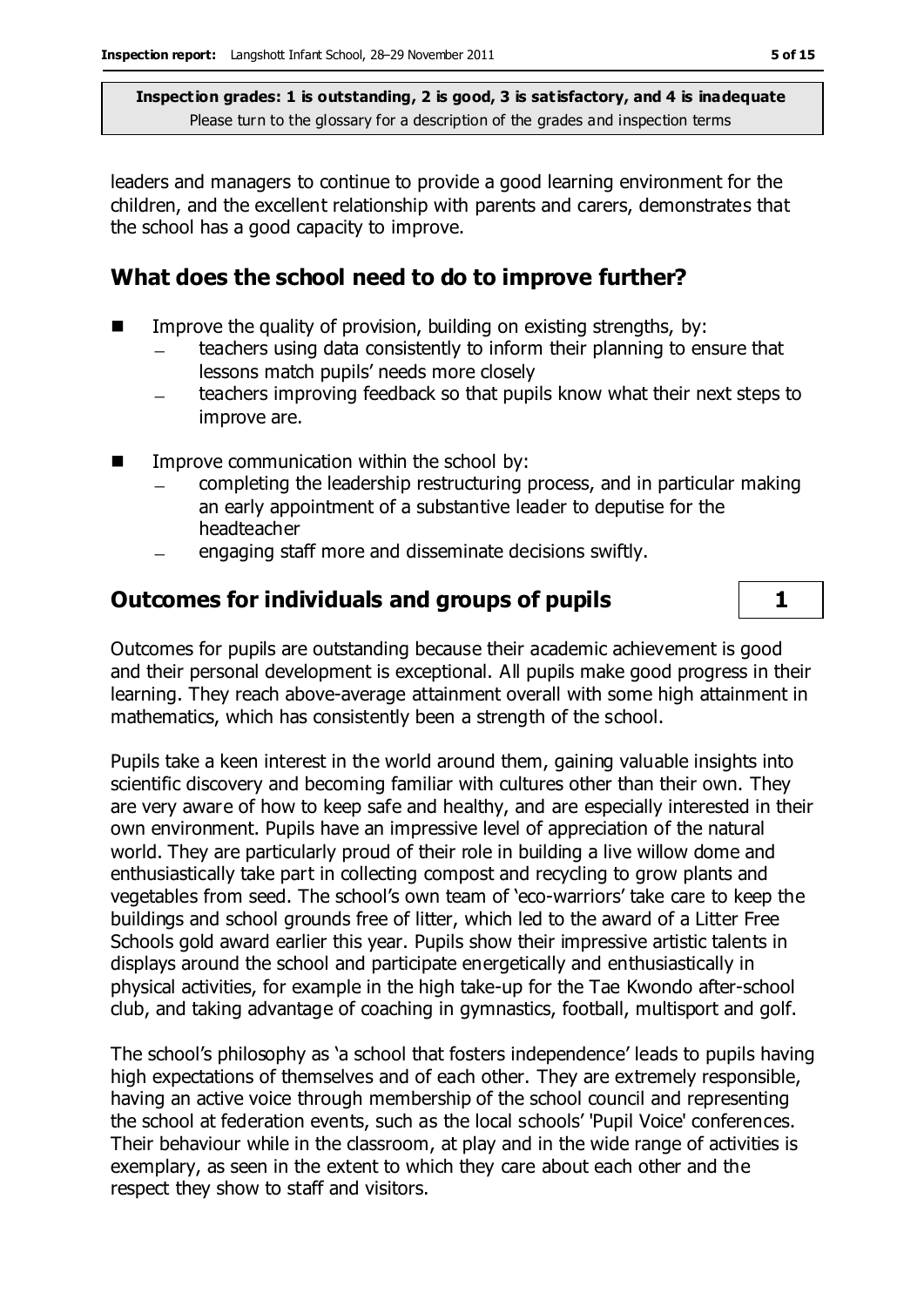leaders and managers to continue to provide a good learning environment for the children, and the excellent relationship with parents and carers, demonstrates that the school has a good capacity to improve.

## What does the school need to do to improve further?

- Improve the quality of provision, building on existing strengths, by:
  - teachers using data consistently to inform their planning to ensure that lessons match pupils' needs more closely
  - teachers improving feedback so that pupils know what their next steps to improve are.
- Improve communication within the school by:
  - completing the leadership restructuring process, and in particular making an early appointment of a substantive leader to deputise for the headteacher
  - engaging staff more and disseminate decisions swiftly.

## Outcomes for individuals and groups of pupils — 1

Outcomes for pupils are outstanding because their academic achievement is good and their personal development is exceptional. All pupils make good progress in their learning. They reach above-average attainment overall with some high attainment in mathematics, which has consistently been a strength of the school.

Pupils take a keen interest in the world around them, gaining valuable insights into scientific discovery and becoming familiar with cultures other than their own. They are very aware of how to keep safe and healthy, and are especially interested in their own environment. Pupils have an impressive level of appreciation of the natural world. They are particularly proud of their role in building a live willow dome and enthusiastically take part in collecting compost and recycling to grow plants and vegetables from seed. The school's own team of 'eco-warriors' take care to keep the buildings and school grounds free of litter, which led to the award of a Litter Free Schools gold award earlier this year. Pupils show their impressive artistic talents in displays around the school and participate energetically and enthusiastically in physical activities, for example in the high take-up for the Tae Kwondo after-school club, and taking advantage of coaching in gymnastics, football, multisport and golf.

The school's philosophy as 'a school that fosters independence' leads to pupils having high expectations of themselves and of each other. They are extremely responsible, having an active voice through membership of the school council and representing the school at federation events, such as the local schools' 'Pupil Voice' conferences. Their behaviour while in the classroom, at play and in the wide range of activities is exemplary, as seen in the extent to which they care about each other and the respect they show to staff and visitors.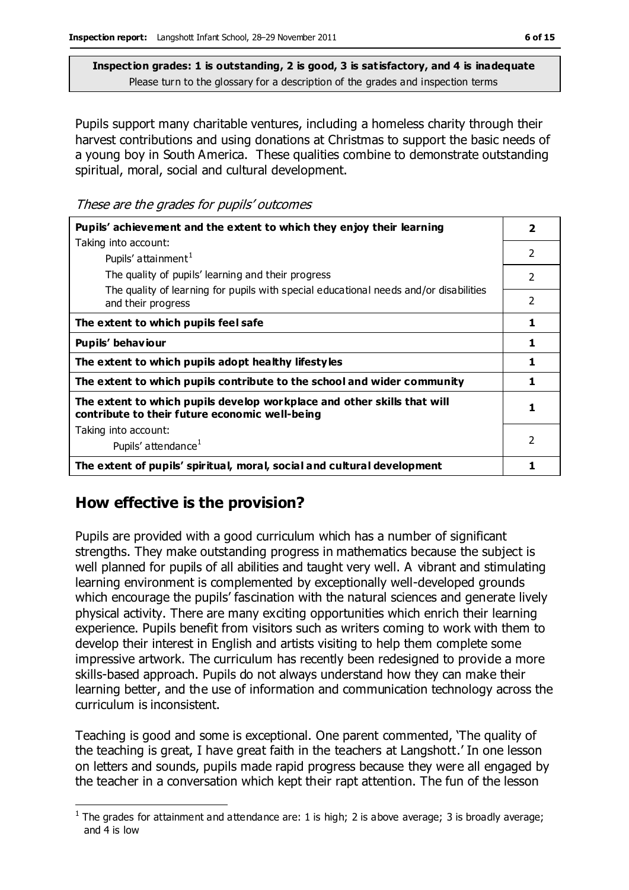**Inspection grades: 1 is outstanding, 2 is good, 3 is satisfactory, and 4 is inadequate**
Please turn to the glossary for a description of the grades and inspection terms

Pupils support many charitable ventures, including a homeless charity through their harvest contributions and using donations at Christmas to support the basic needs of a young boy in South America. These qualities combine to demonstrate outstanding spiritual, moral, social and cultural development.

*These are the grades for pupils' outcomes*

| | |
|---|---|
| **Pupils' achievement and the extent to which they enjoy their learning** | **2** |
| Taking into account: Pupils' attainment[1] | 2 |
| The quality of pupils' learning and their progress | 2 |
| The quality of learning for pupils with special educational needs and/or disabilities and their progress | 2 |
| **The extent to which pupils feel safe** | **1** |
| **Pupils' behaviour** | **1** |
| **The extent to which pupils adopt healthy lifestyles** | **1** |
| **The extent to which pupils contribute to the school and wider community** | **1** |
| **The extent to which pupils develop workplace and other skills that will contribute to their future economic well-being** | **1** |
| Taking into account: Pupils' attendance[1] | 2 |
| **The extent of pupils' spiritual, moral, social and cultural development** | **1** |

## How effective is the provision?

Pupils are provided with a good curriculum which has a number of significant strengths. They make outstanding progress in mathematics because the subject is well planned for pupils of all abilities and taught very well. A vibrant and stimulating learning environment is complemented by exceptionally well-developed grounds which encourage the pupils' fascination with the natural sciences and generate lively physical activity. There are many exciting opportunities which enrich their learning experience. Pupils benefit from visitors such as writers coming to work with them to develop their interest in English and artists visiting to help them complete some impressive artwork. The curriculum has recently been redesigned to provide a more skills-based approach. Pupils do not always understand how they can make their learning better, and the use of information and communication technology across the curriculum is inconsistent.

Teaching is good and some is exceptional. One parent commented, 'The quality of the teaching is great, I have great faith in the teachers at Langshott.' In one lesson on letters and sounds, pupils made rapid progress because they were all engaged by the teacher in a conversation which kept their rapt attention. The fun of the lesson

[1] The grades for attainment and attendance are: 1 is high; 2 is above average; 3 is broadly average; and 4 is low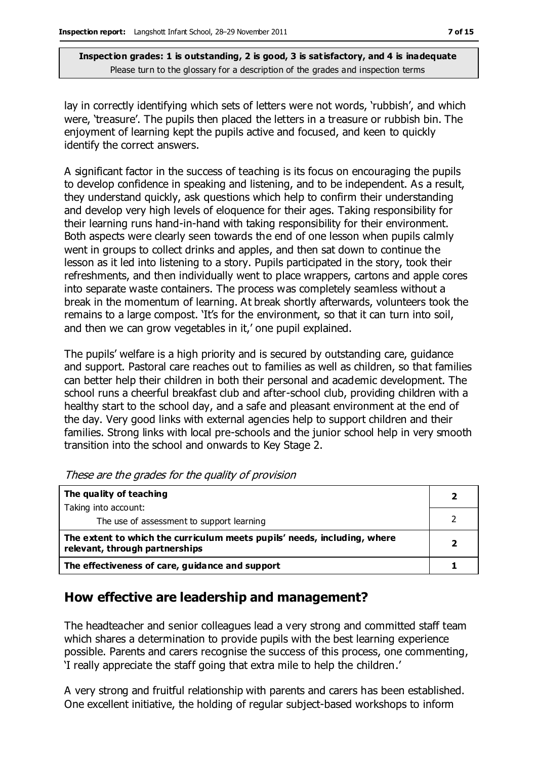**Inspection grades: 1 is outstanding, 2 is good, 3 is satisfactory, and 4 is inadequate**
Please turn to the glossary for a description of the grades and inspection terms

lay in correctly identifying which sets of letters were not words, 'rubbish', and which were, 'treasure'. The pupils then placed the letters in a treasure or rubbish bin. The enjoyment of learning kept the pupils active and focused, and keen to quickly identify the correct answers.

A significant factor in the success of teaching is its focus on encouraging the pupils to develop confidence in speaking and listening, and to be independent. As a result, they understand quickly, ask questions which help to confirm their understanding and develop very high levels of eloquence for their ages. Taking responsibility for their learning runs hand-in-hand with taking responsibility for their environment. Both aspects were clearly seen towards the end of one lesson when pupils calmly went in groups to collect drinks and apples, and then sat down to continue the lesson as it led into listening to a story. Pupils participated in the story, took their refreshments, and then individually went to place wrappers, cartons and apple cores into separate waste containers. The process was completely seamless without a break in the momentum of learning. At break shortly afterwards, volunteers took the remains to a large compost. 'It's for the environment, so that it can turn into soil, and then we can grow vegetables in it,' one pupil explained.

The pupils' welfare is a high priority and is secured by outstanding care, guidance and support. Pastoral care reaches out to families as well as children, so that families can better help their children in both their personal and academic development. The school runs a cheerful breakfast club and after-school club, providing children with a healthy start to the school day, and a safe and pleasant environment at the end of the day. Very good links with external agencies help to support children and their families. Strong links with local pre-schools and the junior school help in very smooth transition into the school and onwards to Key Stage 2.

*These are the grades for the quality of provision*

| | |
|---|---|
| **The quality of teaching** | **2** |
| Taking into account: The use of assessment to support learning | 2 |
| **The extent to which the curriculum meets pupils' needs, including, where relevant, through partnerships** | **2** |
| **The effectiveness of care, guidance and support** | **1** |

## How effective are leadership and management?

The headteacher and senior colleagues lead a very strong and committed staff team which shares a determination to provide pupils with the best learning experience possible. Parents and carers recognise the success of this process, one commenting, 'I really appreciate the staff going that extra mile to help the children.'

A very strong and fruitful relationship with parents and carers has been established. One excellent initiative, the holding of regular subject-based workshops to inform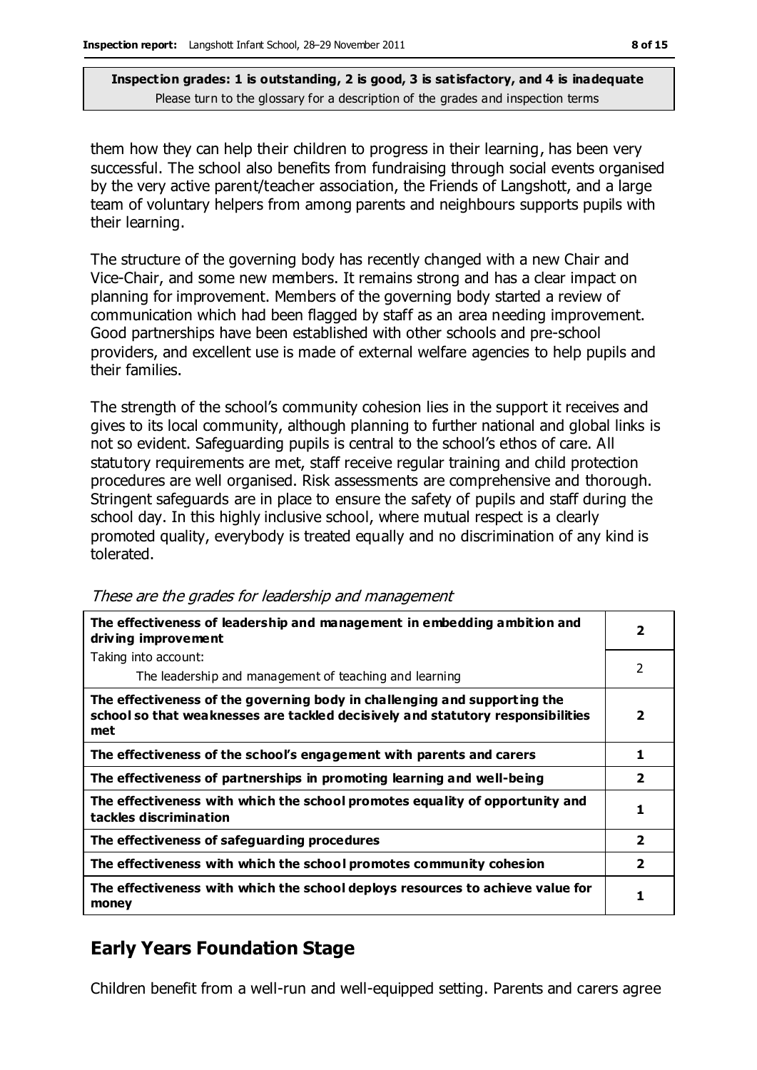**Inspection grades: 1 is outstanding, 2 is good, 3 is satisfactory, and 4 is inadequate**
Please turn to the glossary for a description of the grades and inspection terms

them how they can help their children to progress in their learning, has been very successful. The school also benefits from fundraising through social events organised by the very active parent/teacher association, the Friends of Langshott, and a large team of voluntary helpers from among parents and neighbours supports pupils with their learning.

The structure of the governing body has recently changed with a new Chair and Vice-Chair, and some new members. It remains strong and has a clear impact on planning for improvement. Members of the governing body started a review of communication which had been flagged by staff as an area needing improvement. Good partnerships have been established with other schools and pre-school providers, and excellent use is made of external welfare agencies to help pupils and their families.

The strength of the school's community cohesion lies in the support it receives and gives to its local community, although planning to further national and global links is not so evident. Safeguarding pupils is central to the school's ethos of care. All statutory requirements are met, staff receive regular training and child protection procedures are well organised. Risk assessments are comprehensive and thorough. Stringent safeguards are in place to ensure the safety of pupils and staff during the school day. In this highly inclusive school, where mutual respect is a clearly promoted quality, everybody is treated equally and no discrimination of any kind is tolerated.

*These are the grades for leadership and management*

| | |
|---|---|
| **The effectiveness of leadership and management in embedding ambition and driving improvement** | **2** |
| Taking into account: The leadership and management of teaching and learning | 2 |
| **The effectiveness of the governing body in challenging and supporting the school so that weaknesses are tackled decisively and statutory responsibilities met** | **2** |
| **The effectiveness of the school's engagement with parents and carers** | **1** |
| **The effectiveness of partnerships in promoting learning and well-being** | **2** |
| **The effectiveness with which the school promotes equality of opportunity and tackles discrimination** | **1** |
| **The effectiveness of safeguarding procedures** | **2** |
| **The effectiveness with which the school promotes community cohesion** | **2** |
| **The effectiveness with which the school deploys resources to achieve value for money** | **1** |

## Early Years Foundation Stage

Children benefit from a well-run and well-equipped setting. Parents and carers agree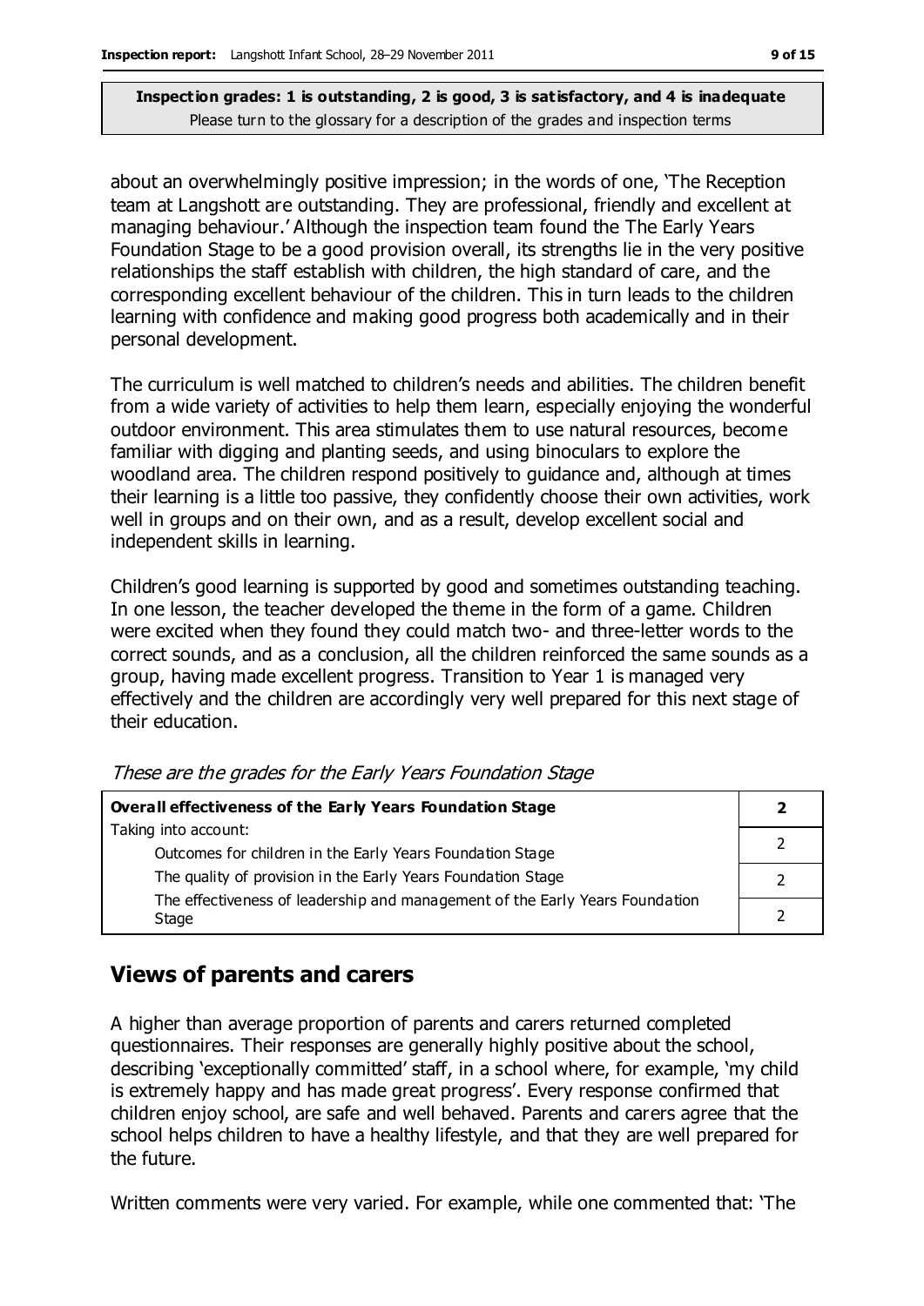**Inspection grades: 1 is outstanding, 2 is good, 3 is satisfactory, and 4 is inadequate**
Please turn to the glossary for a description of the grades and inspection terms

about an overwhelmingly positive impression; in the words of one, 'The Reception team at Langshott are outstanding. They are professional, friendly and excellent at managing behaviour.' Although the inspection team found the The Early Years Foundation Stage to be a good provision overall, its strengths lie in the very positive relationships the staff establish with children, the high standard of care, and the corresponding excellent behaviour of the children. This in turn leads to the children learning with confidence and making good progress both academically and in their personal development.

The curriculum is well matched to children's needs and abilities. The children benefit from a wide variety of activities to help them learn, especially enjoying the wonderful outdoor environment. This area stimulates them to use natural resources, become familiar with digging and planting seeds, and using binoculars to explore the woodland area. The children respond positively to guidance and, although at times their learning is a little too passive, they confidently choose their own activities, work well in groups and on their own, and as a result, develop excellent social and independent skills in learning.

Children's good learning is supported by good and sometimes outstanding teaching. In one lesson, the teacher developed the theme in the form of a game. Children were excited when they found they could match two- and three-letter words to the correct sounds, and as a conclusion, all the children reinforced the same sounds as a group, having made excellent progress. Transition to Year 1 is managed very effectively and the children are accordingly very well prepared for this next stage of their education.

*These are the grades for the Early Years Foundation Stage*

| **Overall effectiveness of the Early Years Foundation Stage** | **2** |
|---|---|
| Taking into account: Outcomes for children in the Early Years Foundation Stage | 2 |
| The quality of provision in the Early Years Foundation Stage | 2 |
| The effectiveness of leadership and management of the Early Years Foundation Stage | 2 |

## Views of parents and carers

A higher than average proportion of parents and carers returned completed questionnaires. Their responses are generally highly positive about the school, describing 'exceptionally committed' staff, in a school where, for example, 'my child is extremely happy and has made great progress'. Every response confirmed that children enjoy school, are safe and well behaved. Parents and carers agree that the school helps children to have a healthy lifestyle, and that they are well prepared for the future.

Written comments were very varied. For example, while one commented that: 'The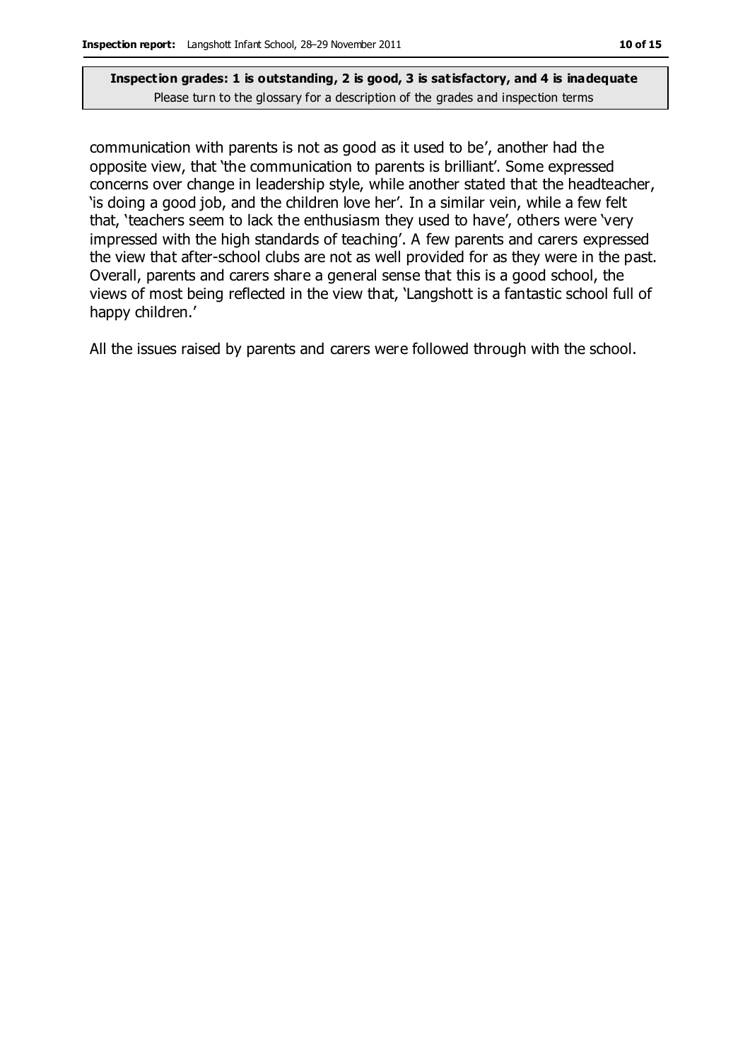communication with parents is not as good as it used to be', another had the opposite view, that 'the communication to parents is brilliant'. Some expressed concerns over change in leadership style, while another stated that the headteacher, 'is doing a good job, and the children love her'. In a similar vein, while a few felt that, 'teachers seem to lack the enthusiasm they used to have', others were 'very impressed with the high standards of teaching'. A few parents and carers expressed the view that after-school clubs are not as well provided for as they were in the past. Overall, parents and carers share a general sense that this is a good school, the views of most being reflected in the view that, 'Langshott is a fantastic school full of happy children.'

All the issues raised by parents and carers were followed through with the school.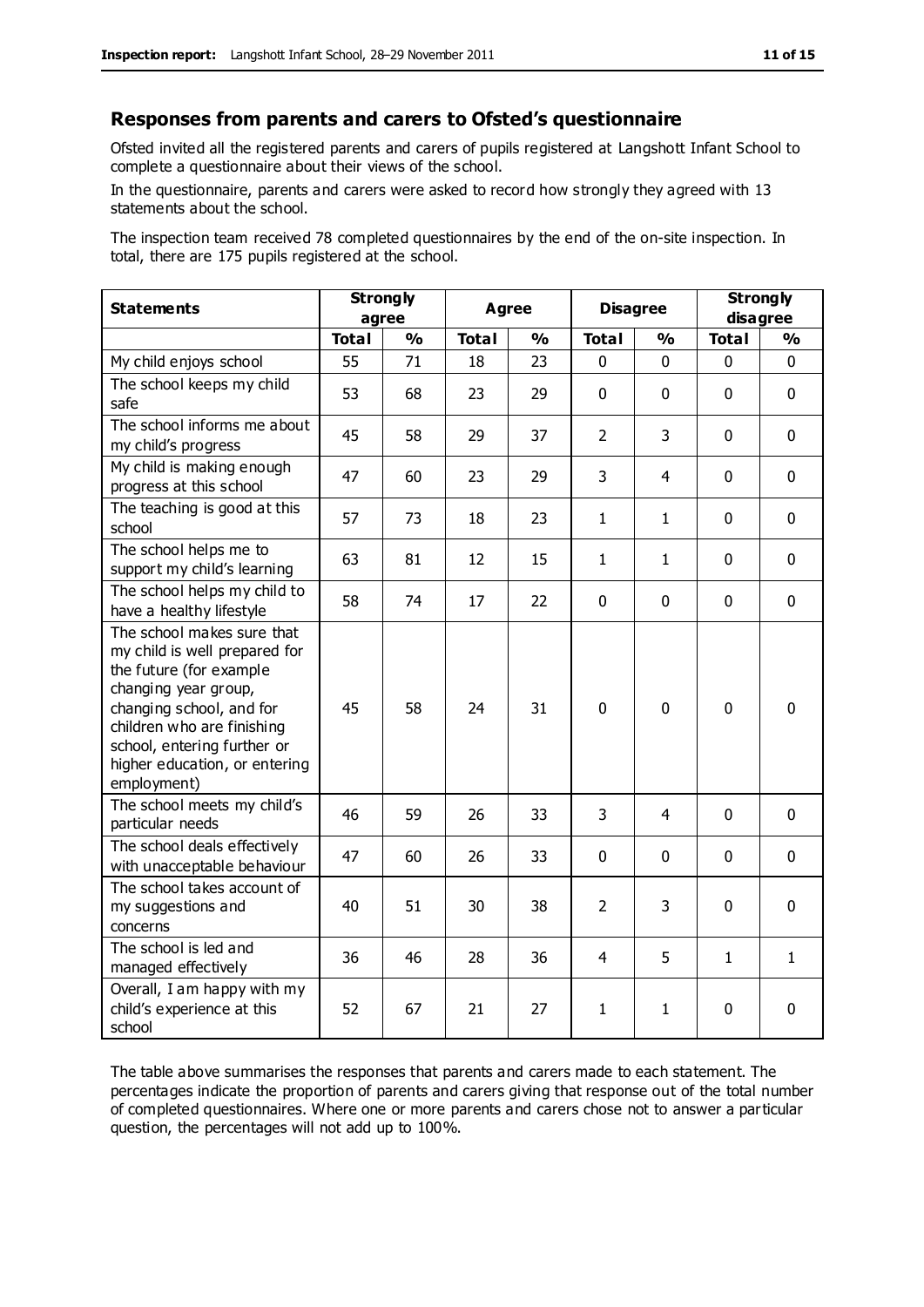## Responses from parents and carers to Ofsted's questionnaire

Ofsted invited all the registered parents and carers of pupils registered at Langshott Infant School to complete a questionnaire about their views of the school.

In the questionnaire, parents and carers were asked to record how strongly they agreed with 13 statements about the school.

The inspection team received 78 completed questionnaires by the end of the on-site inspection. In total, there are 175 pupils registered at the school.

| Statements | Strongly agree | | Agree | | Disagree | | Strongly disagree | |
|---|---|---|---|---|---|---|---|---|
| | Total | % | Total | % | Total | % | Total | % |
| My child enjoys school | 55 | 71 | 18 | 23 | 0 | 0 | 0 | 0 |
| The school keeps my child safe | 53 | 68 | 23 | 29 | 0 | 0 | 0 | 0 |
| The school informs me about my child's progress | 45 | 58 | 29 | 37 | 2 | 3 | 0 | 0 |
| My child is making enough progress at this school | 47 | 60 | 23 | 29 | 3 | 4 | 0 | 0 |
| The teaching is good at this school | 57 | 73 | 18 | 23 | 1 | 1 | 0 | 0 |
| The school helps me to support my child's learning | 63 | 81 | 12 | 15 | 1 | 1 | 0 | 0 |
| The school helps my child to have a healthy lifestyle | 58 | 74 | 17 | 22 | 0 | 0 | 0 | 0 |
| The school makes sure that my child is well prepared for the future (for example changing year group, changing school, and for children who are finishing school, entering further or higher education, or entering employment) | 45 | 58 | 24 | 31 | 0 | 0 | 0 | 0 |
| The school meets my child's particular needs | 46 | 59 | 26 | 33 | 3 | 4 | 0 | 0 |
| The school deals effectively with unacceptable behaviour | 47 | 60 | 26 | 33 | 0 | 0 | 0 | 0 |
| The school takes account of my suggestions and concerns | 40 | 51 | 30 | 38 | 2 | 3 | 0 | 0 |
| The school is led and managed effectively | 36 | 46 | 28 | 36 | 4 | 5 | 1 | 1 |
| Overall, I am happy with my child's experience at this school | 52 | 67 | 21 | 27 | 1 | 1 | 0 | 0 |

The table above summarises the responses that parents and carers made to each statement. The percentages indicate the proportion of parents and carers giving that response out of the total number of completed questionnaires. Where one or more parents and carers chose not to answer a particular question, the percentages will not add up to 100%.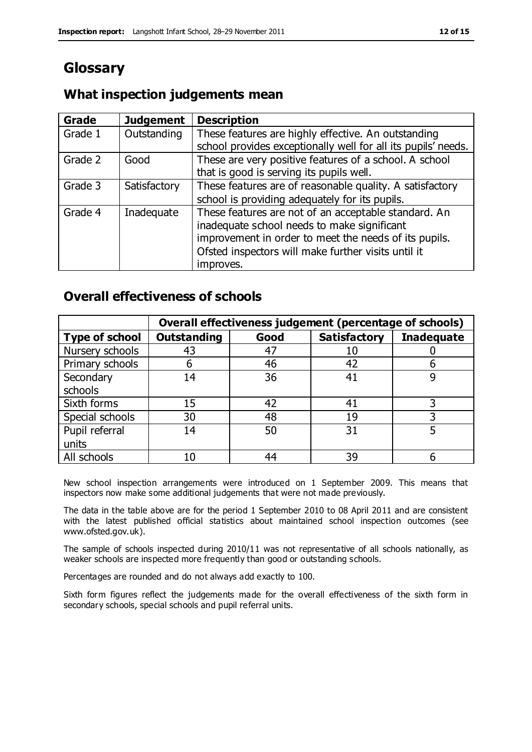# Glossary

## What inspection judgements mean

| Grade | Judgement | Description |
|---|---|---|
| Grade 1 | Outstanding | These features are highly effective. An outstanding school provides exceptionally well for all its pupils' needs. |
| Grade 2 | Good | These are very positive features of a school. A school that is good is serving its pupils well. |
| Grade 3 | Satisfactory | These features are of reasonable quality. A satisfactory school is providing adequately for its pupils. |
| Grade 4 | Inadequate | These features are not of an acceptable standard. An inadequate school needs to make significant improvement in order to meet the needs of its pupils. Ofsted inspectors will make further visits until it improves. |

## Overall effectiveness of schools

| | Overall effectiveness judgement (percentage of schools) | | | |
|---|---|---|---|---|
| **Type of school** | **Outstanding** | **Good** | **Satisfactory** | **Inadequate** |
| Nursery schools | 43 | 47 | 10 | 0 |
| Primary schools | 6 | 46 | 42 | 6 |
| Secondary schools | 14 | 36 | 41 | 9 |
| Sixth forms | 15 | 42 | 41 | 3 |
| Special schools | 30 | 48 | 19 | 3 |
| Pupil referral units | 14 | 50 | 31 | 5 |
| All schools | 10 | 44 | 39 | 6 |

New school inspection arrangements were introduced on 1 September 2009. This means that inspectors now make some additional judgements that were not made previously.

The data in the table above are for the period 1 September 2010 to 08 April 2011 and are consistent with the latest published official statistics about maintained school inspection outcomes (see www.ofsted.gov.uk).

The sample of schools inspected during 2010/11 was not representative of all schools nationally, as weaker schools are inspected more frequently than good or outstanding schools.

Percentages are rounded and do not always add exactly to 100.

Sixth form figures reflect the judgements made for the overall effectiveness of the sixth form in secondary schools, special schools and pupil referral units.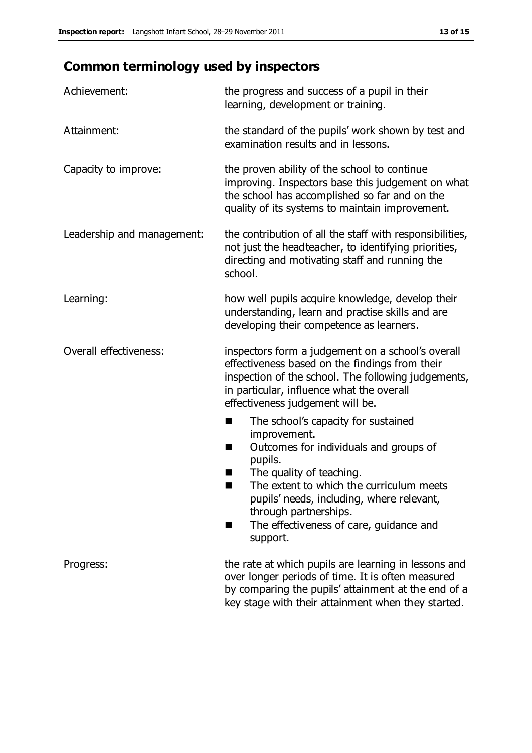## Common terminology used by inspectors

Achievement: the progress and success of a pupil in their learning, development or training.

Attainment: the standard of the pupils' work shown by test and examination results and in lessons.

Capacity to improve: the proven ability of the school to continue improving. Inspectors base this judgement on what the school has accomplished so far and on the quality of its systems to maintain improvement.

Leadership and management: the contribution of all the staff with responsibilities, not just the headteacher, to identifying priorities, directing and motivating staff and running the school.

Learning: how well pupils acquire knowledge, develop their understanding, learn and practise skills and are developing their competence as learners.

Overall effectiveness: inspectors form a judgement on a school's overall effectiveness based on the findings from their inspection of the school. The following judgements, in particular, influence what the overall effectiveness judgement will be.

- The school's capacity for sustained improvement.
- Outcomes for individuals and groups of pupils.
- The quality of teaching.
- The extent to which the curriculum meets pupils' needs, including, where relevant, through partnerships.
- The effectiveness of care, guidance and support.

Progress: the rate at which pupils are learning in lessons and over longer periods of time. It is often measured by comparing the pupils' attainment at the end of a key stage with their attainment when they started.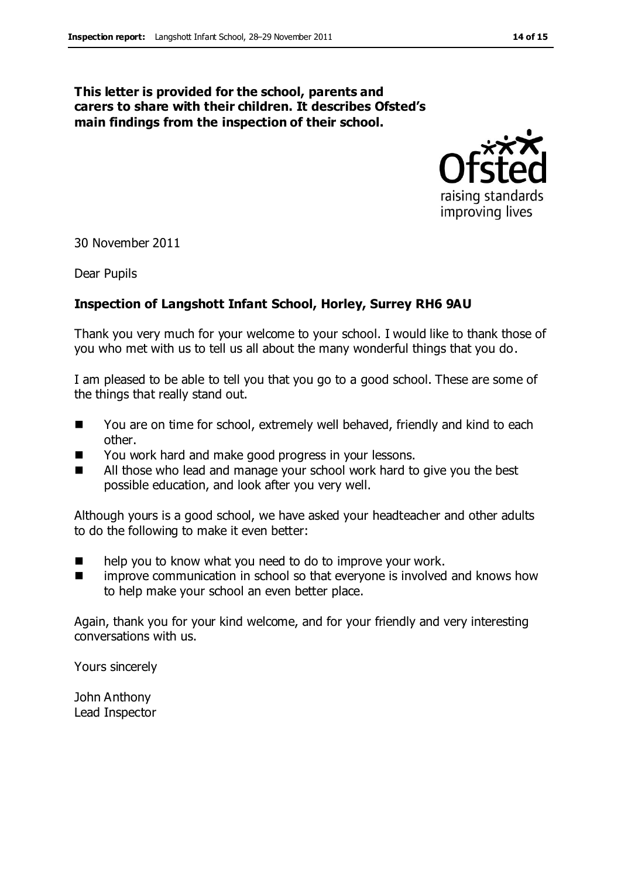**This letter is provided for the school, parents and carers to share with their children. It describes Ofsted's main findings from the inspection of their school.**

30 November 2011

Dear Pupils

**Inspection of Langshott Infant School, Horley, Surrey RH6 9AU**

Thank you very much for your welcome to your school. I would like to thank those of you who met with us to tell us all about the many wonderful things that you do.

I am pleased to be able to tell you that you go to a good school. These are some of the things that really stand out.

- You are on time for school, extremely well behaved, friendly and kind to each other.
- You work hard and make good progress in your lessons.
- All those who lead and manage your school work hard to give you the best possible education, and look after you very well.

Although yours is a good school, we have asked your headteacher and other adults to do the following to make it even better:

- help you to know what you need to do to improve your work.
- improve communication in school so that everyone is involved and knows how to help make your school an even better place.

Again, thank you for your kind welcome, and for your friendly and very interesting conversations with us.

Yours sincerely

John Anthony
Lead Inspector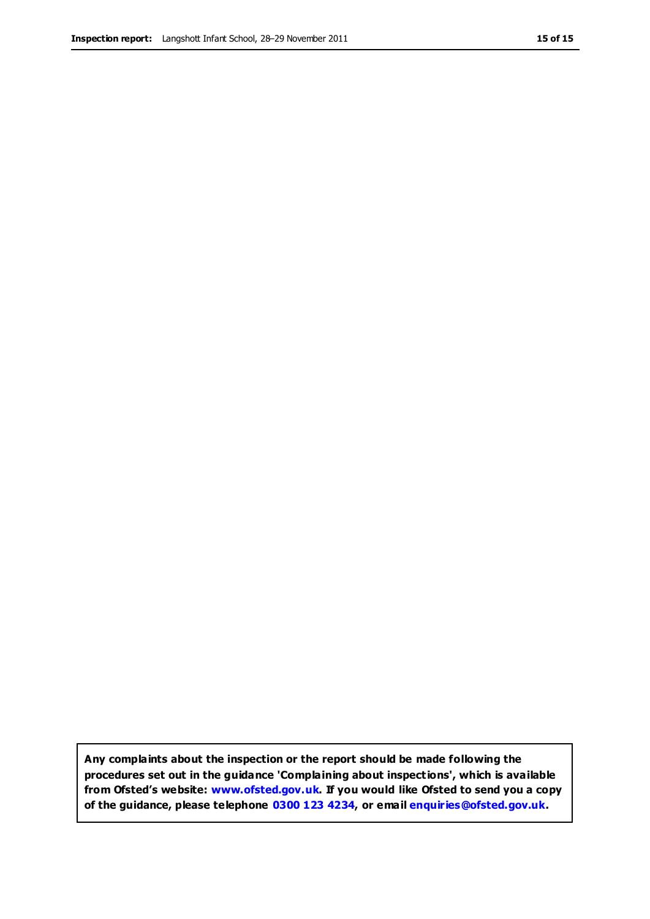**Any complaints about the inspection or the report should be made following the procedures set out in the guidance 'Complaining about inspections', which is available from Ofsted's website: www.ofsted.gov.uk. If you would like Ofsted to send you a copy of the guidance, please telephone 0300 123 4234, or email enquiries@ofsted.gov.uk.**